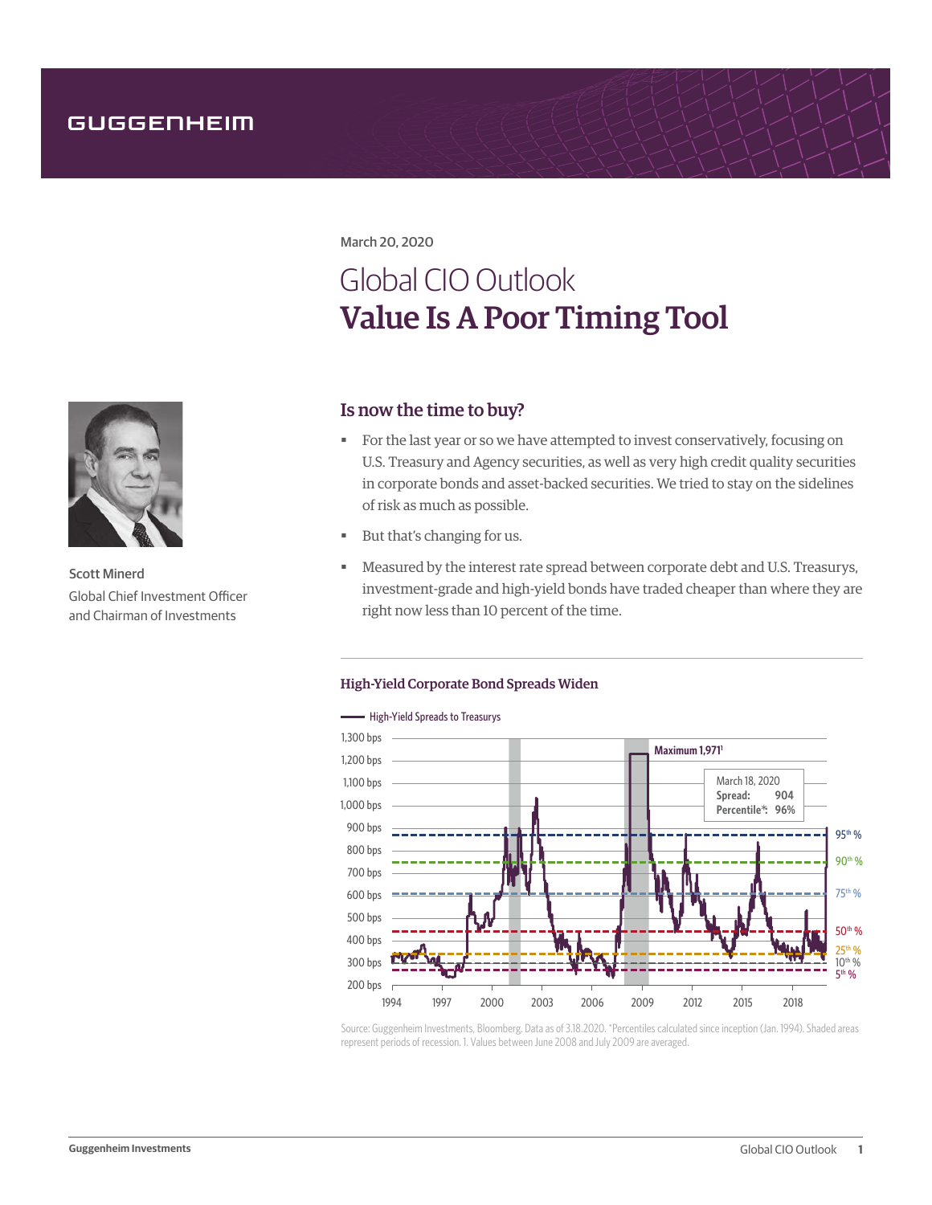GUGGENHEIM

March 20, 2020

# Global CIO Outlook
# Value Is A Poor Timing Tool

Scott Minerd
Global Chief Investment Officer and Chairman of Investments

## Is now the time to buy?

- For the last year or so we have attempted to invest conservatively, focusing on U.S. Treasury and Agency securities, as well as very high credit quality securities in corporate bonds and asset-backed securities. We tried to stay on the sidelines of risk as much as possible.
- But that's changing for us.
- Measured by the interest rate spread between corporate debt and U.S. Treasurys, investment-grade and high-yield bonds have traded cheaper than where they are right now less than 10 percent of the time.

### High-Yield Corporate Bond Spreads Widen

— High-Yield Spreads to Treasurys

Maximum 1,971[1]

March 18, 2020
Spread: 904
Percentile*: 96%

Source: Guggenheim Investments, Bloomberg. Data as of 3.18.2020. *Percentiles calculated since inception (Jan. 1994). Shaded areas represent periods of recession. 1. Values between June 2008 and July 2009 are averaged.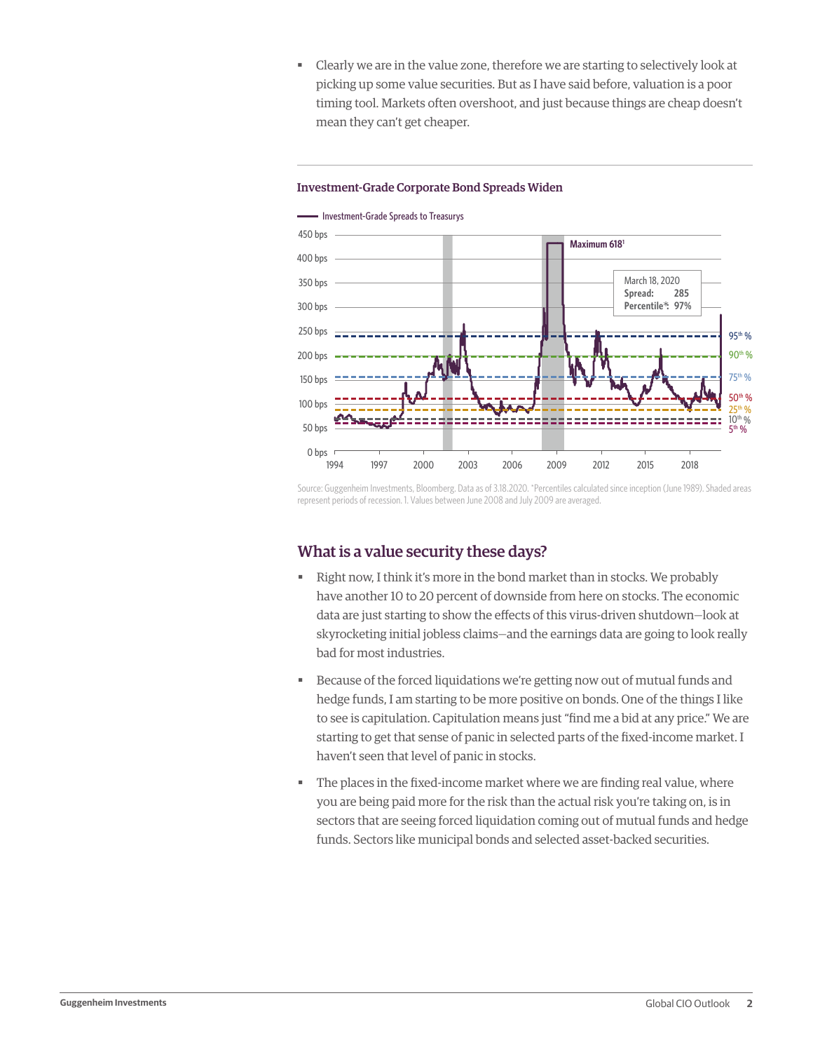- Clearly we are in the value zone, therefore we are starting to selectively look at picking up some value securities. But as I have said before, valuation is a poor timing tool. Markets often overshoot, and just because things are cheap doesn't mean they can't get cheaper.

**Investment-Grade Corporate Bond Spreads Widen**

Source: Guggenheim Investments, Bloomberg. Data as of 3.18.2020. *Percentiles calculated since inception (June 1989). Shaded areas represent periods of recession. 1. Values between June 2008 and July 2009 are averaged.

## What is a value security these days?

- Right now, I think it's more in the bond market than in stocks. We probably have another 10 to 20 percent of downside from here on stocks. The economic data are just starting to show the effects of this virus-driven shutdown—look at skyrocketing initial jobless claims—and the earnings data are going to look really bad for most industries.
- Because of the forced liquidations we're getting now out of mutual funds and hedge funds, I am starting to be more positive on bonds. One of the things I like to see is capitulation. Capitulation means just "find me a bid at any price." We are starting to get that sense of panic in selected parts of the fixed-income market. I haven't seen that level of panic in stocks.
- The places in the fixed-income market where we are finding real value, where you are being paid more for the risk than the actual risk you're taking on, is in sectors that are seeing forced liquidation coming out of mutual funds and hedge funds. Sectors like municipal bonds and selected asset-backed securities.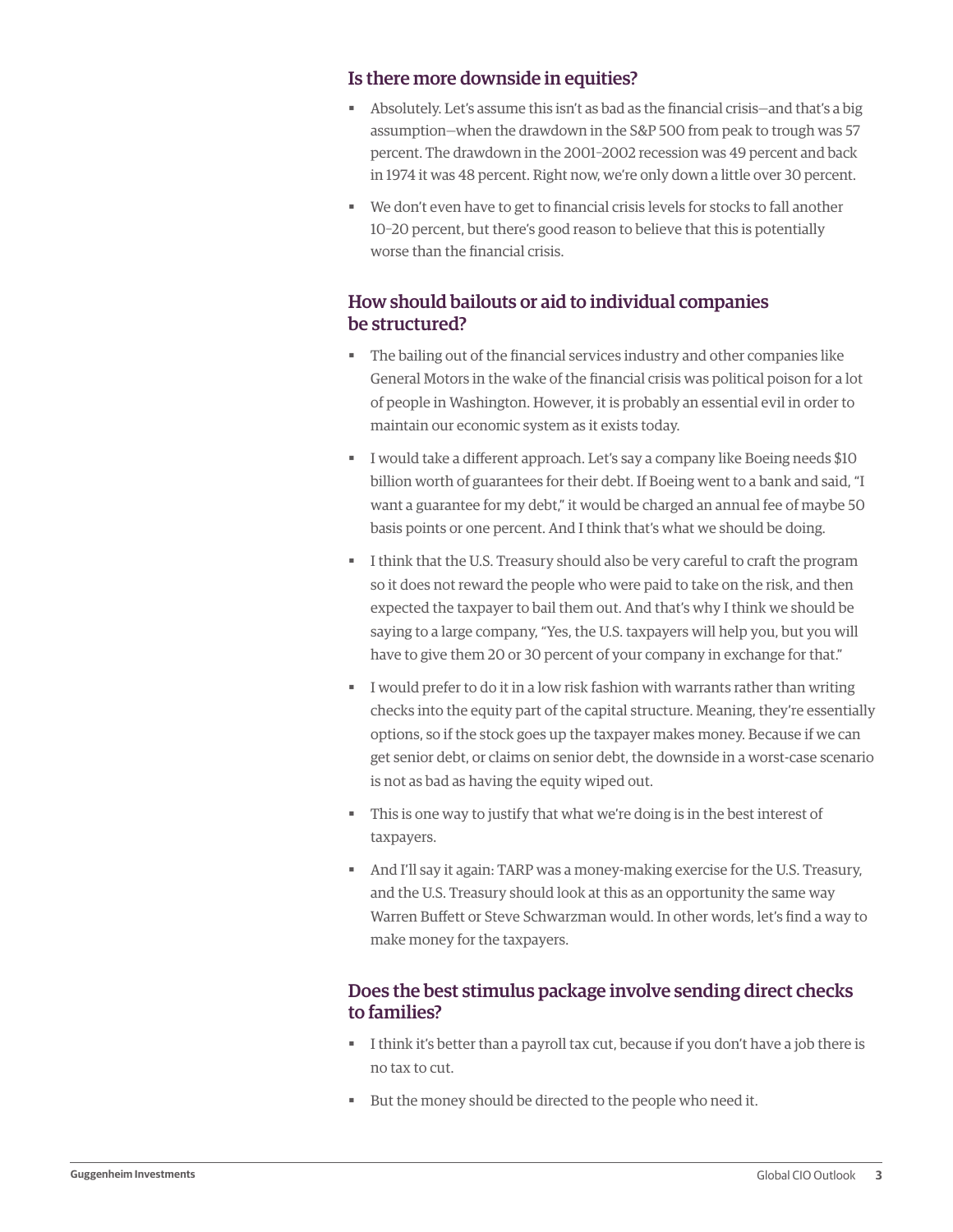## Is there more downside in equities?

- Absolutely. Let's assume this isn't as bad as the financial crisis—and that's a big assumption—when the drawdown in the S&P 500 from peak to trough was 57 percent. The drawdown in the 2001–2002 recession was 49 percent and back in 1974 it was 48 percent. Right now, we're only down a little over 30 percent.
- We don't even have to get to financial crisis levels for stocks to fall another 10–20 percent, but there's good reason to believe that this is potentially worse than the financial crisis.

## How should bailouts or aid to individual companies be structured?

- The bailing out of the financial services industry and other companies like General Motors in the wake of the financial crisis was political poison for a lot of people in Washington. However, it is probably an essential evil in order to maintain our economic system as it exists today.
- I would take a different approach. Let's say a company like Boeing needs $10 billion worth of guarantees for their debt. If Boeing went to a bank and said, "I want a guarantee for my debt," it would be charged an annual fee of maybe 50 basis points or one percent. And I think that's what we should be doing.
- I think that the U.S. Treasury should also be very careful to craft the program so it does not reward the people who were paid to take on the risk, and then expected the taxpayer to bail them out. And that's why I think we should be saying to a large company, "Yes, the U.S. taxpayers will help you, but you will have to give them 20 or 30 percent of your company in exchange for that."
- I would prefer to do it in a low risk fashion with warrants rather than writing checks into the equity part of the capital structure. Meaning, they're essentially options, so if the stock goes up the taxpayer makes money. Because if we can get senior debt, or claims on senior debt, the downside in a worst-case scenario is not as bad as having the equity wiped out.
- This is one way to justify that what we're doing is in the best interest of taxpayers.
- And I'll say it again: TARP was a money-making exercise for the U.S. Treasury, and the U.S. Treasury should look at this as an opportunity the same way Warren Buffett or Steve Schwarzman would. In other words, let's find a way to make money for the taxpayers.

## Does the best stimulus package involve sending direct checks to families?

- I think it's better than a payroll tax cut, because if you don't have a job there is no tax to cut.
- But the money should be directed to the people who need it.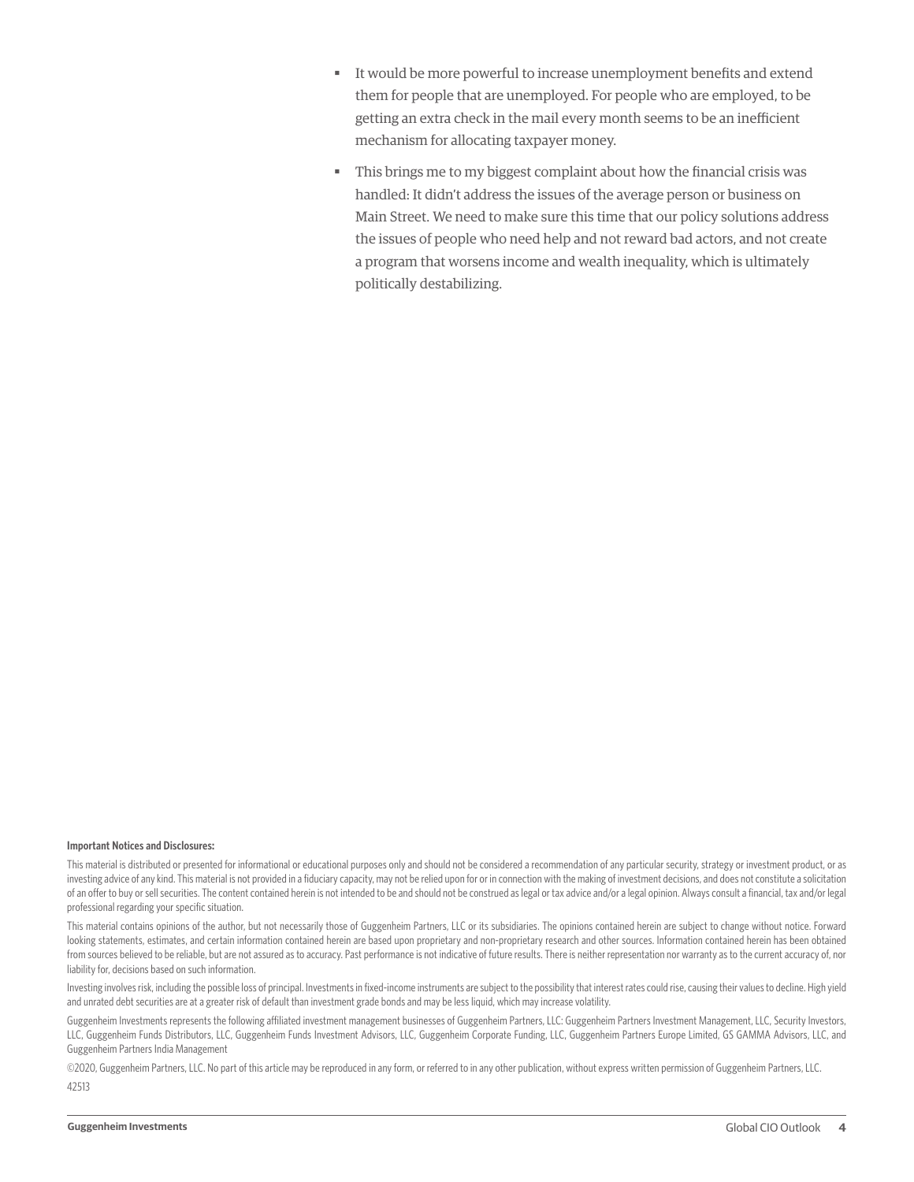- It would be more powerful to increase unemployment benefits and extend them for people that are unemployed. For people who are employed, to be getting an extra check in the mail every month seems to be an inefficient mechanism for allocating taxpayer money.
- This brings me to my biggest complaint about how the financial crisis was handled: It didn't address the issues of the average person or business on Main Street. We need to make sure this time that our policy solutions address the issues of people who need help and not reward bad actors, and not create a program that worsens income and wealth inequality, which is ultimately politically destabilizing.

**Important Notices and Disclosures:**

This material is distributed or presented for informational or educational purposes only and should not be considered a recommendation of any particular security, strategy or investment product, or as investing advice of any kind. This material is not provided in a fiduciary capacity, may not be relied upon for or in connection with the making of investment decisions, and does not constitute a solicitation of an offer to buy or sell securities. The content contained herein is not intended to be and should not be construed as legal or tax advice and/or a legal opinion. Always consult a financial, tax and/or legal professional regarding your specific situation.

This material contains opinions of the author, but not necessarily those of Guggenheim Partners, LLC or its subsidiaries. The opinions contained herein are subject to change without notice. Forward looking statements, estimates, and certain information contained herein are based upon proprietary and non-proprietary research and other sources. Information contained herein has been obtained from sources believed to be reliable, but are not assured as to accuracy. Past performance is not indicative of future results. There is neither representation nor warranty as to the current accuracy of, nor liability for, decisions based on such information.

Investing involves risk, including the possible loss of principal. Investments in fixed-income instruments are subject to the possibility that interest rates could rise, causing their values to decline. High yield and unrated debt securities are at a greater risk of default than investment grade bonds and may be less liquid, which may increase volatility.

Guggenheim Investments represents the following affiliated investment management businesses of Guggenheim Partners, LLC: Guggenheim Partners Investment Management, LLC, Security Investors, LLC, Guggenheim Funds Distributors, LLC, Guggenheim Funds Investment Advisors, LLC, Guggenheim Corporate Funding, LLC, Guggenheim Partners Europe Limited, GS GAMMA Advisors, LLC, and Guggenheim Partners India Management

©2020, Guggenheim Partners, LLC. No part of this article may be reproduced in any form, or referred to in any other publication, without express written permission of Guggenheim Partners, LLC.

42513